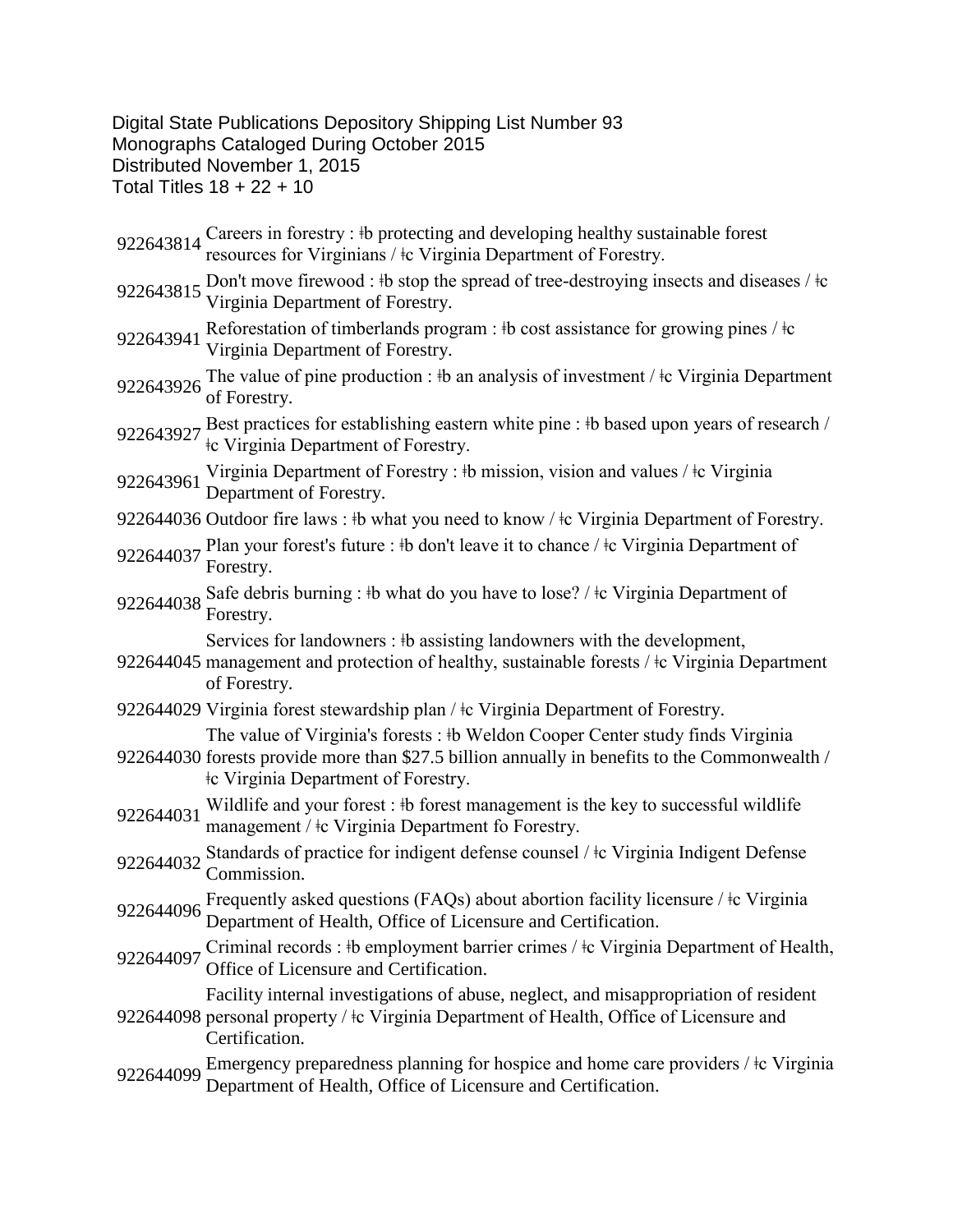Digital State Publications Depository Shipping List Number 93
Monographs Cataloged During October 2015
Distributed November 1, 2015
Total Titles 18 + 22 + 10

922643814 Careers in forestry : ǂb protecting and developing healthy sustainable forest resources for Virginians / ǂc Virginia Department of Forestry.

922643815 Don't move firewood : ǂb stop the spread of tree-destroying insects and diseases / ǂc Virginia Department of Forestry.

922643941 Reforestation of timberlands program : ǂb cost assistance for growing pines / ǂc Virginia Department of Forestry.

922643926 The value of pine production : ǂb an analysis of investment / ǂc Virginia Department of Forestry.

922643927 Best practices for establishing eastern white pine : ǂb based upon years of research / ǂc Virginia Department of Forestry.

922643961 Virginia Department of Forestry : ǂb mission, vision and values / ǂc Virginia Department of Forestry.

922644036 Outdoor fire laws : ǂb what you need to know / ǂc Virginia Department of Forestry.

922644037 Plan your forest's future : ǂb don't leave it to chance / ǂc Virginia Department of Forestry.

922644038 Safe debris burning : ǂb what do you have to lose? / ǂc Virginia Department of Forestry.

922644045 Services for landowners : ǂb assisting landowners with the development, management and protection of healthy, sustainable forests / ǂc Virginia Department of Forestry.

922644029 Virginia forest stewardship plan / ǂc Virginia Department of Forestry.

922644030 The value of Virginia's forests : ǂb Weldon Cooper Center study finds Virginia forests provide more than $27.5 billion annually in benefits to the Commonwealth / ǂc Virginia Department of Forestry.

922644031 Wildlife and your forest : ǂb forest management is the key to successful wildlife management / ǂc Virginia Department fo Forestry.

922644032 Standards of practice for indigent defense counsel / ǂc Virginia Indigent Defense Commission.

922644096 Frequently asked questions (FAQs) about abortion facility licensure / ǂc Virginia Department of Health, Office of Licensure and Certification.

922644097 Criminal records : ǂb employment barrier crimes / ǂc Virginia Department of Health, Office of Licensure and Certification.

922644098 Facility internal investigations of abuse, neglect, and misappropriation of resident personal property / ǂc Virginia Department of Health, Office of Licensure and Certification.

922644099 Emergency preparedness planning for hospice and home care providers / ǂc Virginia Department of Health, Office of Licensure and Certification.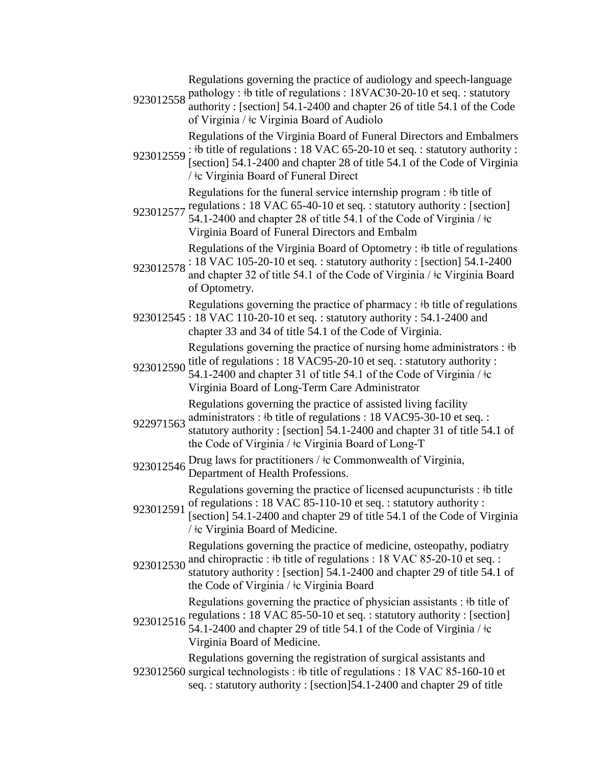| | |
|---|---|
| 923012558 | Regulations governing the practice of audiology and speech-language pathology : ǂb title of regulations : 18VAC30-20-10 et seq. : statutory authority : [section] 54.1-2400 and chapter 26 of title 54.1 of the Code of Virginia / ǂc Virginia Board of Audiolo |
| 923012559 | Regulations of the Virginia Board of Funeral Directors and Embalmers : ǂb title of regulations : 18 VAC 65-20-10 et seq. : statutory authority : [section] 54.1-2400 and chapter 28 of title 54.1 of the Code of Virginia / ǂc Virginia Board of Funeral Direct |
| 923012577 | Regulations for the funeral service internship program : ǂb title of regulations : 18 VAC 65-40-10 et seq. : statutory authority : [section] 54.1-2400 and chapter 28 of title 54.1 of the Code of Virginia / ǂc Virginia Board of Funeral Directors and Embalm |
| 923012578 | Regulations of the Virginia Board of Optometry : ǂb title of regulations : 18 VAC 105-20-10 et seq. : statutory authority : [section] 54.1-2400 and chapter 32 of title 54.1 of the Code of Virginia / ǂc Virginia Board of Optometry. |
| 923012545 | Regulations governing the practice of pharmacy : ǂb title of regulations : 18 VAC 110-20-10 et seq. : statutory authority : 54.1-2400 and chapter 33 and 34 of title 54.1 of the Code of Virginia. |
| 923012590 | Regulations governing the practice of nursing home administrators : ǂb title of regulations : 18 VAC95-20-10 et seq. : statutory authority : 54.1-2400 and chapter 31 of title 54.1 of the Code of Virginia / ǂc Virginia Board of Long-Term Care Administrator |
| 922971563 | Regulations governing the practice of assisted living facility administrators : ǂb title of regulations : 18 VAC95-30-10 et seq. : statutory authority : [section] 54.1-2400 and chapter 31 of title 54.1 of the Code of Virginia / ǂc Virginia Board of Long-T |
| 923012546 | Drug laws for practitioners / ǂc Commonwealth of Virginia, Department of Health Professions. |
| 923012591 | Regulations governing the practice of licensed acupuncturists : ǂb title of regulations : 18 VAC 85-110-10 et seq. : statutory authority : [section] 54.1-2400 and chapter 29 of title 54.1 of the Code of Virginia / ǂc Virginia Board of Medicine. |
| 923012530 | Regulations governing the practice of medicine, osteopathy, podiatry and chiropractic : ǂb title of regulations : 18 VAC 85-20-10 et seq. : statutory authority : [section] 54.1-2400 and chapter 29 of title 54.1 of the Code of Virginia / ǂc Virginia Board |
| 923012516 | Regulations governing the practice of physician assistants : ǂb title of regulations : 18 VAC 85-50-10 et seq. : statutory authority : [section] 54.1-2400 and chapter 29 of title 54.1 of the Code of Virginia / ǂc Virginia Board of Medicine. |
| 923012560 | Regulations governing the registration of surgical assistants and surgical technologists : ǂb title of regulations : 18 VAC 85-160-10 et seq. : statutory authority : [section]54.1-2400 and chapter 29 of title |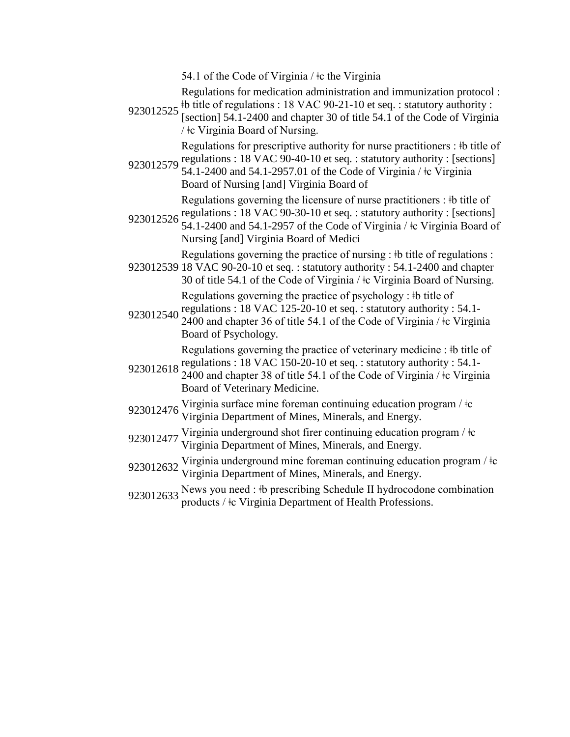|  | 54.1 of the Code of Virginia / ǂc the Virginia |
|---|---|
| 923012525 | Regulations for medication administration and immunization protocol : ǂb title of regulations : 18 VAC 90-21-10 et seq. : statutory authority : [section] 54.1-2400 and chapter 30 of title 54.1 of the Code of Virginia / ǂc Virginia Board of Nursing. |
| 923012579 | Regulations for prescriptive authority for nurse practitioners : ǂb title of regulations : 18 VAC 90-40-10 et seq. : statutory authority : [sections] 54.1-2400 and 54.1-2957.01 of the Code of Virginia / ǂc Virginia Board of Nursing [and] Virginia Board of |
| 923012526 | Regulations governing the licensure of nurse practitioners : ǂb title of regulations : 18 VAC 90-30-10 et seq. : statutory authority : [sections] 54.1-2400 and 54.1-2957 of the Code of Virginia / ǂc Virginia Board of Nursing [and] Virginia Board of Medici |
| 923012539 | Regulations governing the practice of nursing : ǂb title of regulations : 18 VAC 90-20-10 et seq. : statutory authority : 54.1-2400 and chapter 30 of title 54.1 of the Code of Virginia / ǂc Virginia Board of Nursing. |
| 923012540 | Regulations governing the practice of psychology : ǂb title of regulations : 18 VAC 125-20-10 et seq. : statutory authority : 54.1-2400 and chapter 36 of title 54.1 of the Code of Virginia / ǂc Virginia Board of Psychology. |
| 923012618 | Regulations governing the practice of veterinary medicine : ǂb title of regulations : 18 VAC 150-20-10 et seq. : statutory authority : 54.1-2400 and chapter 38 of title 54.1 of the Code of Virginia / ǂc Virginia Board of Veterinary Medicine. |
| 923012476 | Virginia surface mine foreman continuing education program / ǂc Virginia Department of Mines, Minerals, and Energy. |
| 923012477 | Virginia underground shot firer continuing education program / ǂc Virginia Department of Mines, Minerals, and Energy. |
| 923012632 | Virginia underground mine foreman continuing education program / ǂc Virginia Department of Mines, Minerals, and Energy. |
| 923012633 | News you need : ǂb prescribing Schedule II hydrocodone combination products / ǂc Virginia Department of Health Professions. |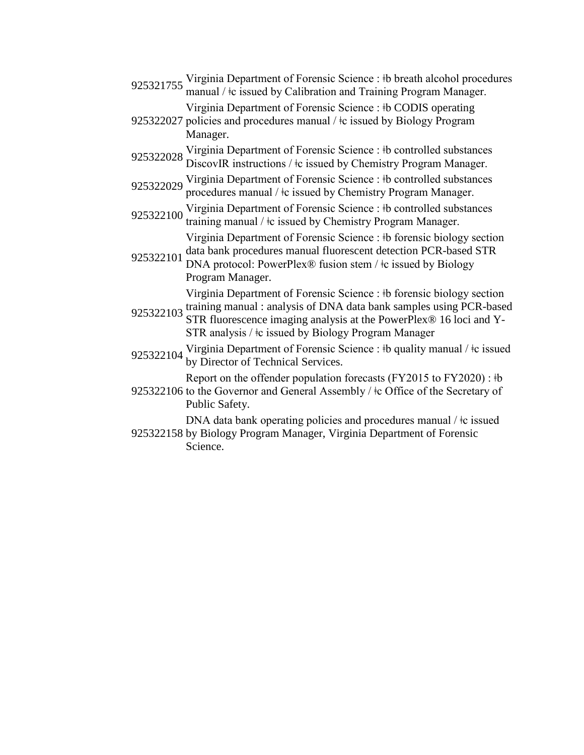| | |
|---|---|
| 925321755 | Virginia Department of Forensic Science : ǂb breath alcohol procedures manual / ǂc issued by Calibration and Training Program Manager. |
| 925322027 | Virginia Department of Forensic Science : ǂb CODIS operating policies and procedures manual / ǂc issued by Biology Program Manager. |
| 925322028 | Virginia Department of Forensic Science : ǂb controlled substances DiscovIR instructions / ǂc issued by Chemistry Program Manager. |
| 925322029 | Virginia Department of Forensic Science : ǂb controlled substances procedures manual / ǂc issued by Chemistry Program Manager. |
| 925322100 | Virginia Department of Forensic Science : ǂb controlled substances training manual / ǂc issued by Chemistry Program Manager. |
| 925322101 | Virginia Department of Forensic Science : ǂb forensic biology section data bank procedures manual fluorescent detection PCR-based STR DNA protocol: PowerPlex® fusion stem / ǂc issued by Biology Program Manager. |
| 925322103 | Virginia Department of Forensic Science : ǂb forensic biology section training manual : analysis of DNA data bank samples using PCR-based STR fluorescence imaging analysis at the PowerPlex® 16 loci and Y-STR analysis / ǂc issued by Biology Program Manager |
| 925322104 | Virginia Department of Forensic Science : ǂb quality manual / ǂc issued by Director of Technical Services. |
| 925322106 | Report on the offender population forecasts (FY2015 to FY2020) : ǂb to the Governor and General Assembly / ǂc Office of the Secretary of Public Safety. |
| 925322158 | DNA data bank operating policies and procedures manual / ǂc issued by Biology Program Manager, Virginia Department of Forensic Science. |